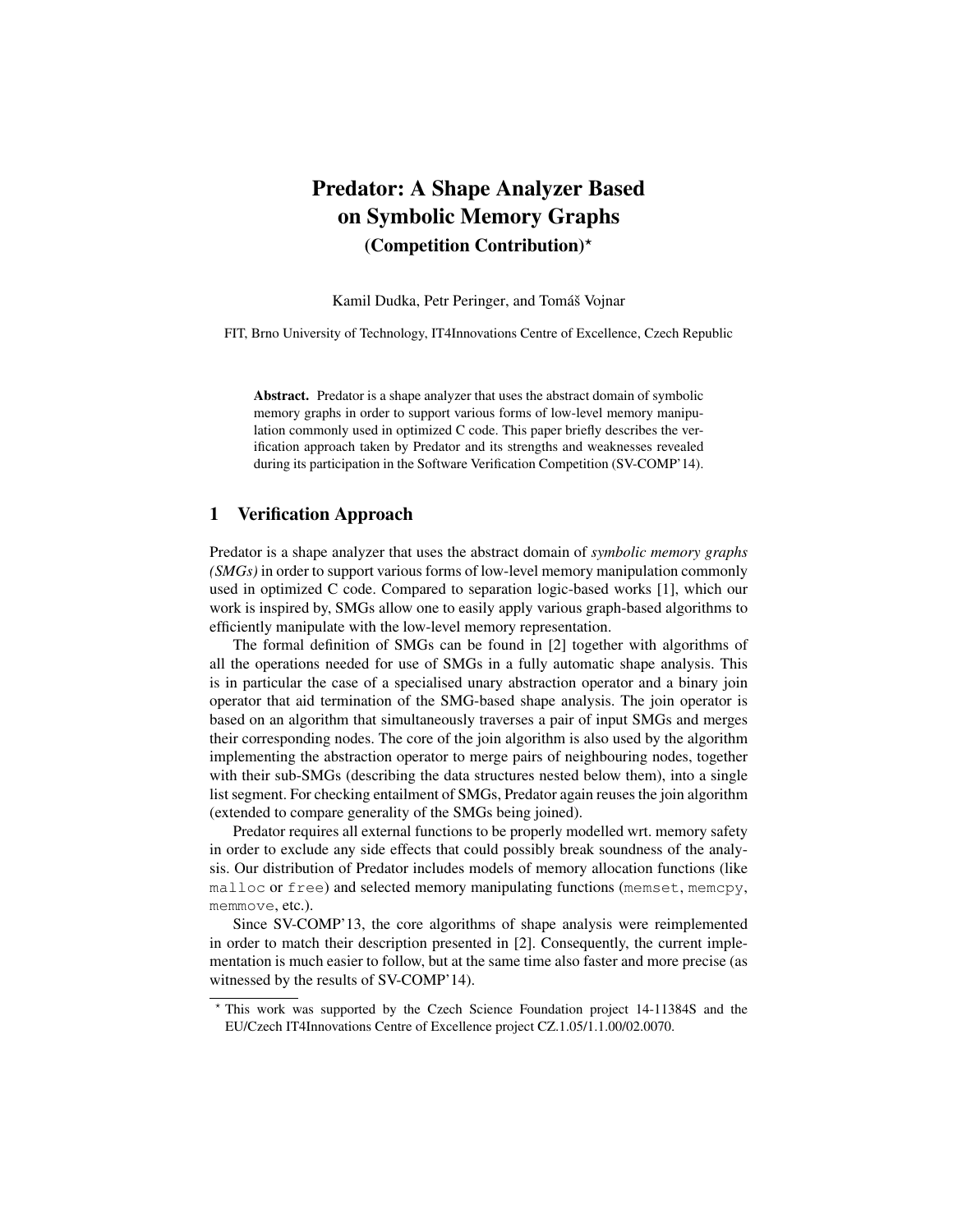# Predator: A Shape Analyzer Based on Symbolic Memory Graphs

## (Competition Contribution)*

Kamil Dudka, Petr Peringer, and Tomáš Vojnar

FIT, Brno University of Technology, IT4Innovations Centre of Excellence, Czech Republic

**Abstract.** Predator is a shape analyzer that uses the abstract domain of symbolic memory graphs in order to support various forms of low-level memory manipulation commonly used in optimized C code. This paper briefly describes the verification approach taken by Predator and its strengths and weaknesses revealed during its participation in the Software Verification Competition (SV-COMP'14).

## 1 Verification Approach

Predator is a shape analyzer that uses the abstract domain of *symbolic memory graphs (SMGs)* in order to support various forms of low-level memory manipulation commonly used in optimized C code. Compared to separation logic-based works [1], which our work is inspired by, SMGs allow one to easily apply various graph-based algorithms to efficiently manipulate with the low-level memory representation.

The formal definition of SMGs can be found in [2] together with algorithms of all the operations needed for use of SMGs in a fully automatic shape analysis. This is in particular the case of a specialised unary abstraction operator and a binary join operator that aid termination of the SMG-based shape analysis. The join operator is based on an algorithm that simultaneously traverses a pair of input SMGs and merges their corresponding nodes. The core of the join algorithm is also used by the algorithm implementing the abstraction operator to merge pairs of neighbouring nodes, together with their sub-SMGs (describing the data structures nested below them), into a single list segment. For checking entailment of SMGs, Predator again reuses the join algorithm (extended to compare generality of the SMGs being joined).

Predator requires all external functions to be properly modelled wrt. memory safety in order to exclude any side effects that could possibly break soundness of the analysis. Our distribution of Predator includes models of memory allocation functions (like `malloc` or `free`) and selected memory manipulating functions (`memset`, `memcpy`, `memmove`, etc.).

Since SV-COMP'13, the core algorithms of shape analysis were reimplemented in order to match their description presented in [2]. Consequently, the current implementation is much easier to follow, but at the same time also faster and more precise (as witnessed by the results of SV-COMP'14).

---

* This work was supported by the Czech Science Foundation project 14-11384S and the EU/Czech IT4Innovations Centre of Excellence project CZ.1.05/1.1.00/02.0070.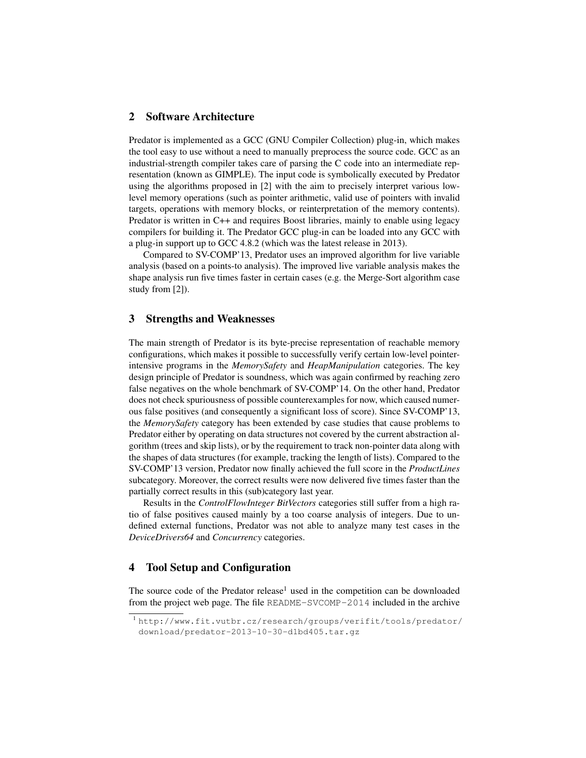## 2 Software Architecture

Predator is implemented as a GCC (GNU Compiler Collection) plug-in, which makes the tool easy to use without a need to manually preprocess the source code. GCC as an industrial-strength compiler takes care of parsing the C code into an intermediate representation (known as GIMPLE). The input code is symbolically executed by Predator using the algorithms proposed in [2] with the aim to precisely interpret various low-level memory operations (such as pointer arithmetic, valid use of pointers with invalid targets, operations with memory blocks, or reinterpretation of the memory contents). Predator is written in C++ and requires Boost libraries, mainly to enable using legacy compilers for building it. The Predator GCC plug-in can be loaded into any GCC with a plug-in support up to GCC 4.8.2 (which was the latest release in 2013).

Compared to SV-COMP'13, Predator uses an improved algorithm for live variable analysis (based on a points-to analysis). The improved live variable analysis makes the shape analysis run five times faster in certain cases (e.g. the Merge-Sort algorithm case study from [2]).

## 3 Strengths and Weaknesses

The main strength of Predator is its byte-precise representation of reachable memory configurations, which makes it possible to successfully verify certain low-level pointer-intensive programs in the *MemorySafety* and *HeapManipulation* categories. The key design principle of Predator is soundness, which was again confirmed by reaching zero false negatives on the whole benchmark of SV-COMP'14. On the other hand, Predator does not check spuriousness of possible counterexamples for now, which caused numerous false positives (and consequently a significant loss of score). Since SV-COMP'13, the *MemorySafety* category has been extended by case studies that cause problems to Predator either by operating on data structures not covered by the current abstraction algorithm (trees and skip lists), or by the requirement to track non-pointer data along with the shapes of data structures (for example, tracking the length of lists). Compared to the SV-COMP'13 version, Predator now finally achieved the full score in the *ProductLines* subcategory. Moreover, the correct results were now delivered five times faster than the partially correct results in this (sub)category last year.

Results in the *ControlFlowInteger BitVectors* categories still suffer from a high ratio of false positives caused mainly by a too coarse analysis of integers. Due to undefined external functions, Predator was not able to analyze many test cases in the *DeviceDrivers64* and *Concurrency* categories.

## 4 Tool Setup and Configuration

The source code of the Predator release[1] used in the competition can be downloaded from the project web page. The file `README-SVCOMP-2014` included in the archive

[1] `http://www.fit.vutbr.cz/research/groups/verifit/tools/predator/download/predator-2013-10-30-d1bd405.tar.gz`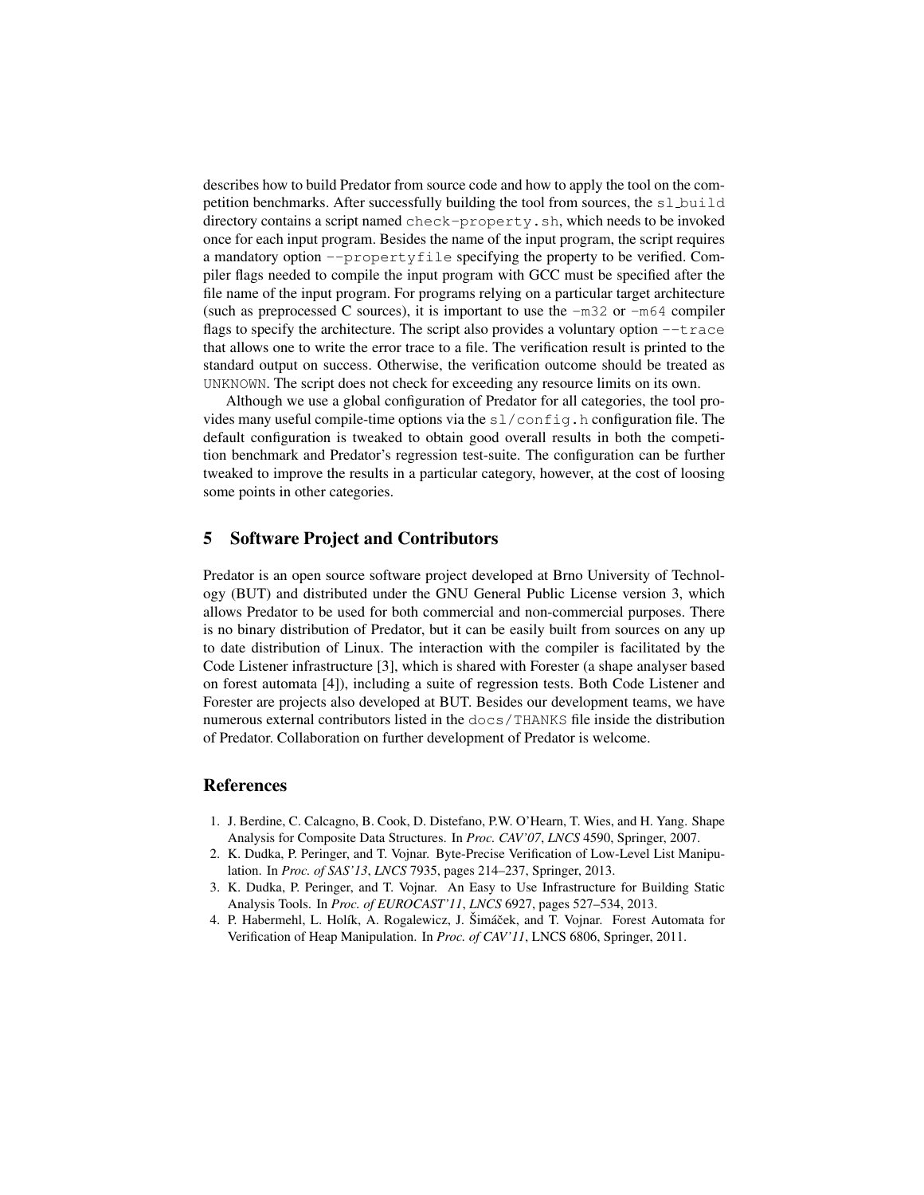describes how to build Predator from source code and how to apply the tool on the competition benchmarks. After successfully building the tool from sources, the `sl_build` directory contains a script named `check-property.sh`, which needs to be invoked once for each input program. Besides the name of the input program, the script requires a mandatory option `--propertyfile` specifying the property to be verified. Compiler flags needed to compile the input program with GCC must be specified after the file name of the input program. For programs relying on a particular target architecture (such as preprocessed C sources), it is important to use the `-m32` or `-m64` compiler flags to specify the architecture. The script also provides a voluntary option `--trace` that allows one to write the error trace to a file. The verification result is printed to the standard output on success. Otherwise, the verification outcome should be treated as `UNKNOWN`. The script does not check for exceeding any resource limits on its own.

Although we use a global configuration of Predator for all categories, the tool provides many useful compile-time options via the `sl/config.h` configuration file. The default configuration is tweaked to obtain good overall results in both the competition benchmark and Predator's regression test-suite. The configuration can be further tweaked to improve the results in a particular category, however, at the cost of loosing some points in other categories.

## 5 Software Project and Contributors

Predator is an open source software project developed at Brno University of Technology (BUT) and distributed under the GNU General Public License version 3, which allows Predator to be used for both commercial and non-commercial purposes. There is no binary distribution of Predator, but it can be easily built from sources on any up to date distribution of Linux. The interaction with the compiler is facilitated by the Code Listener infrastructure [3], which is shared with Forester (a shape analyser based on forest automata [4]), including a suite of regression tests. Both Code Listener and Forester are projects also developed at BUT. Besides our development teams, we have numerous external contributors listed in the `docs/THANKS` file inside the distribution of Predator. Collaboration on further development of Predator is welcome.

## References

1. J. Berdine, C. Calcagno, B. Cook, D. Distefano, P.W. O'Hearn, T. Wies, and H. Yang. Shape Analysis for Composite Data Structures. In *Proc. CAV'07*, *LNCS* 4590, Springer, 2007.
2. K. Dudka, P. Peringer, and T. Vojnar. Byte-Precise Verification of Low-Level List Manipulation. In *Proc. of SAS'13*, *LNCS* 7935, pages 214–237, Springer, 2013.
3. K. Dudka, P. Peringer, and T. Vojnar. An Easy to Use Infrastructure for Building Static Analysis Tools. In *Proc. of EUROCAST'11*, *LNCS* 6927, pages 527–534, 2013.
4. P. Habermehl, L. Holík, A. Rogalewicz, J. Šimáček, and T. Vojnar. Forest Automata for Verification of Heap Manipulation. In *Proc. of CAV'11*, LNCS 6806, Springer, 2011.